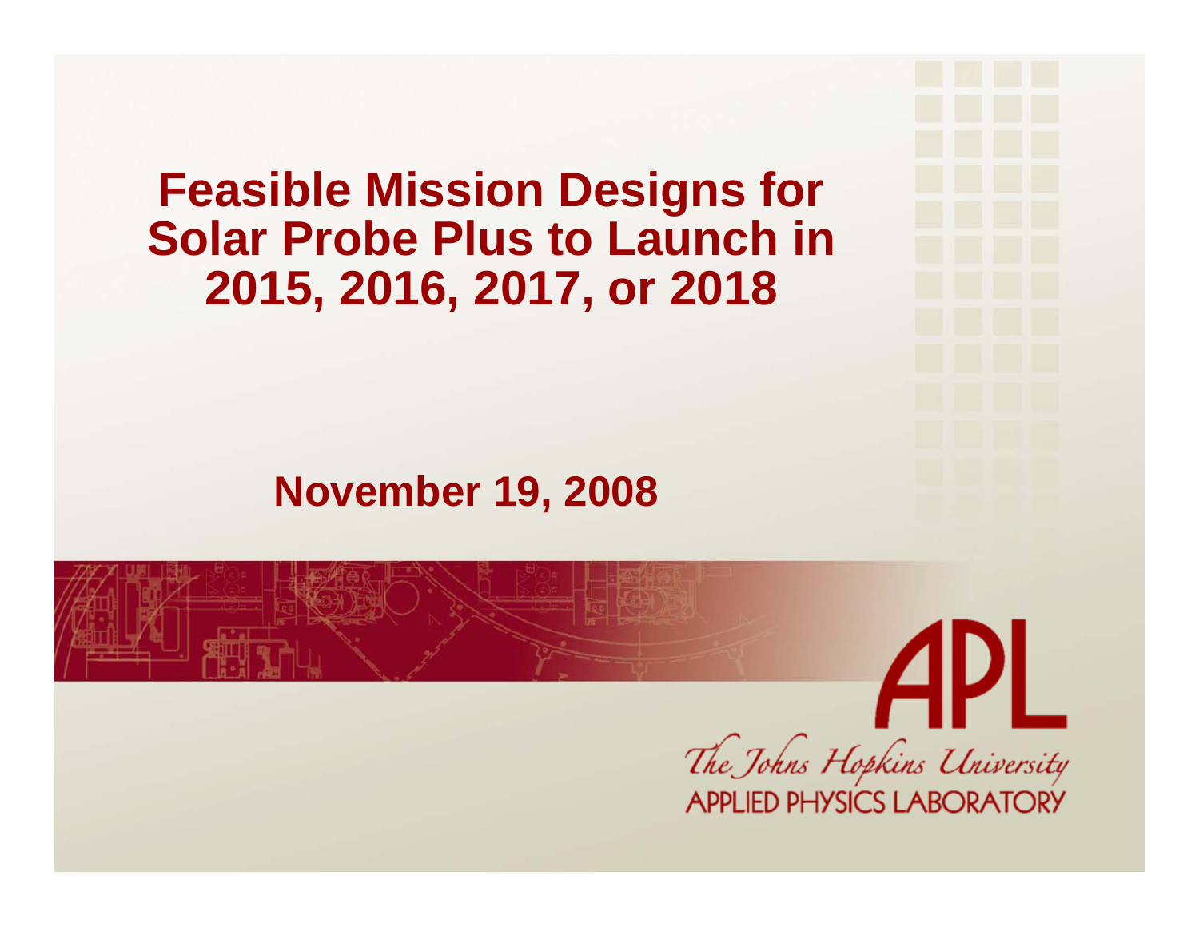# Feasible Mission Designs for Solar Probe Plus to Launch in 2015, 2016, 2017, or 2018

**November 19, 2008**

APL

*The Johns Hopkins University*

APPLIED PHYSICS LABORATORY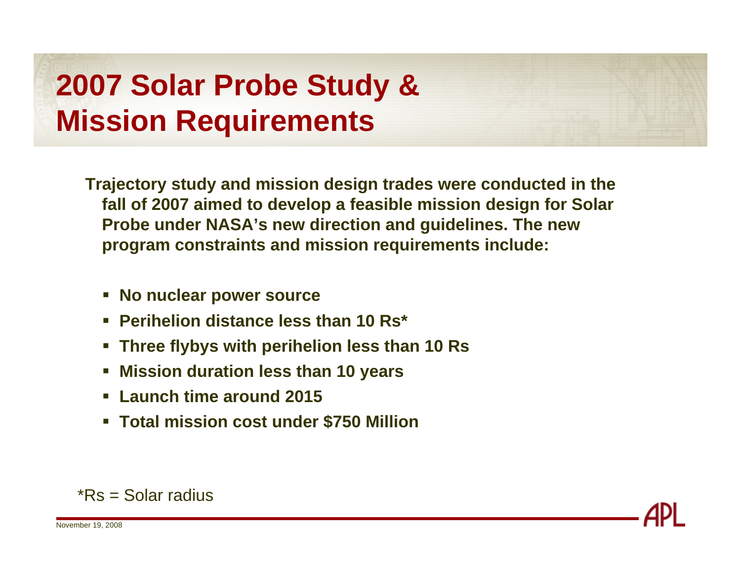# 2007 Solar Probe Study & Mission Requirements

**Trajectory study and mission design trades were conducted in the fall of 2007 aimed to develop a feasible mission design for Solar Probe under NASA's new direction and guidelines. The new program constraints and mission requirements include:**

- **No nuclear power source**
- **Perihelion distance less than 10 Rs***
- **Three flybys with perihelion less than 10 Rs**
- **Mission duration less than 10 years**
- **Launch time around 2015**
- **Total mission cost under $750 Million**

*Rs = Solar radius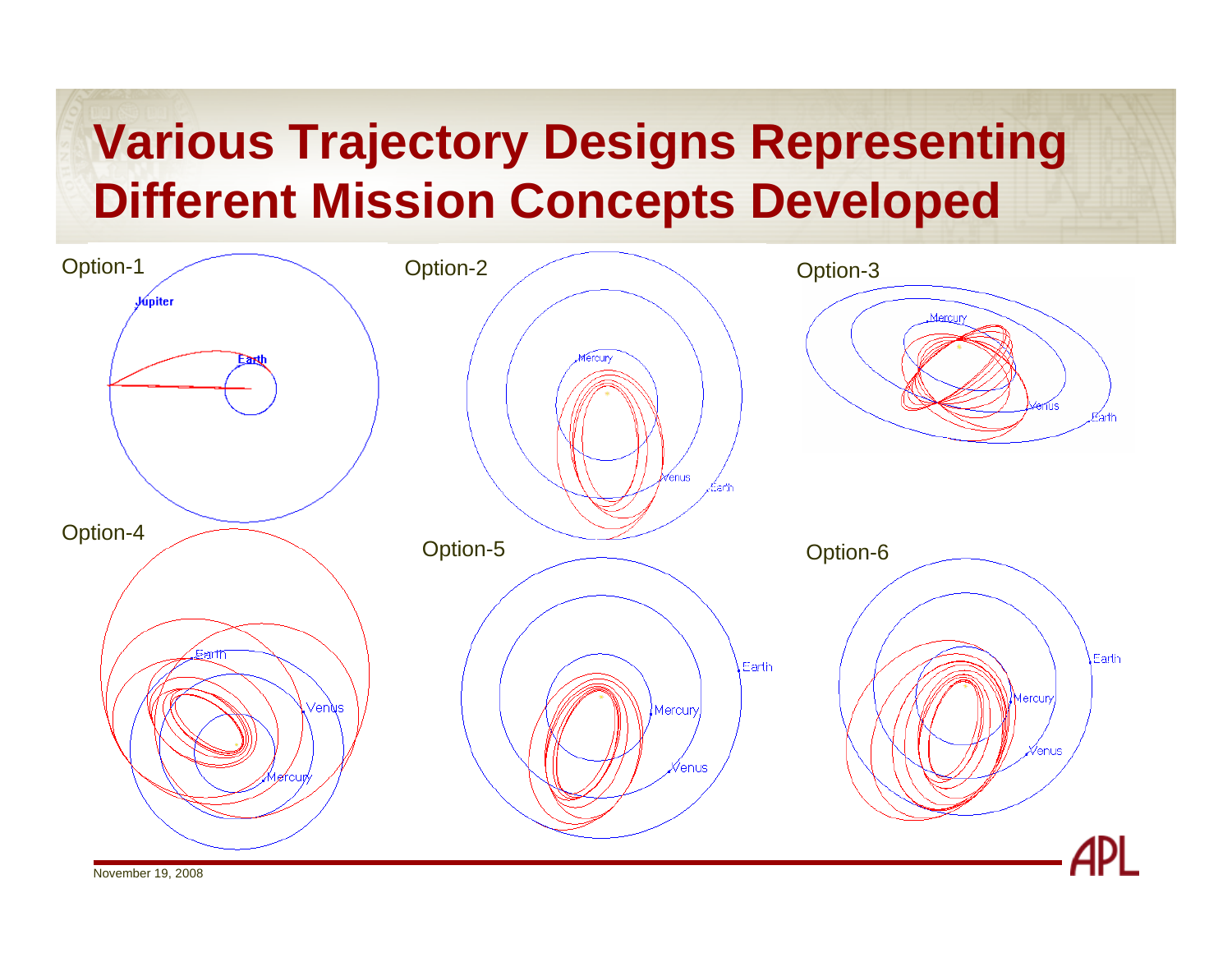# Various Trajectory Designs Representing Different Mission Concepts Developed

Option-1

Option-2

Option-3

Option-4

Option-5

Option-6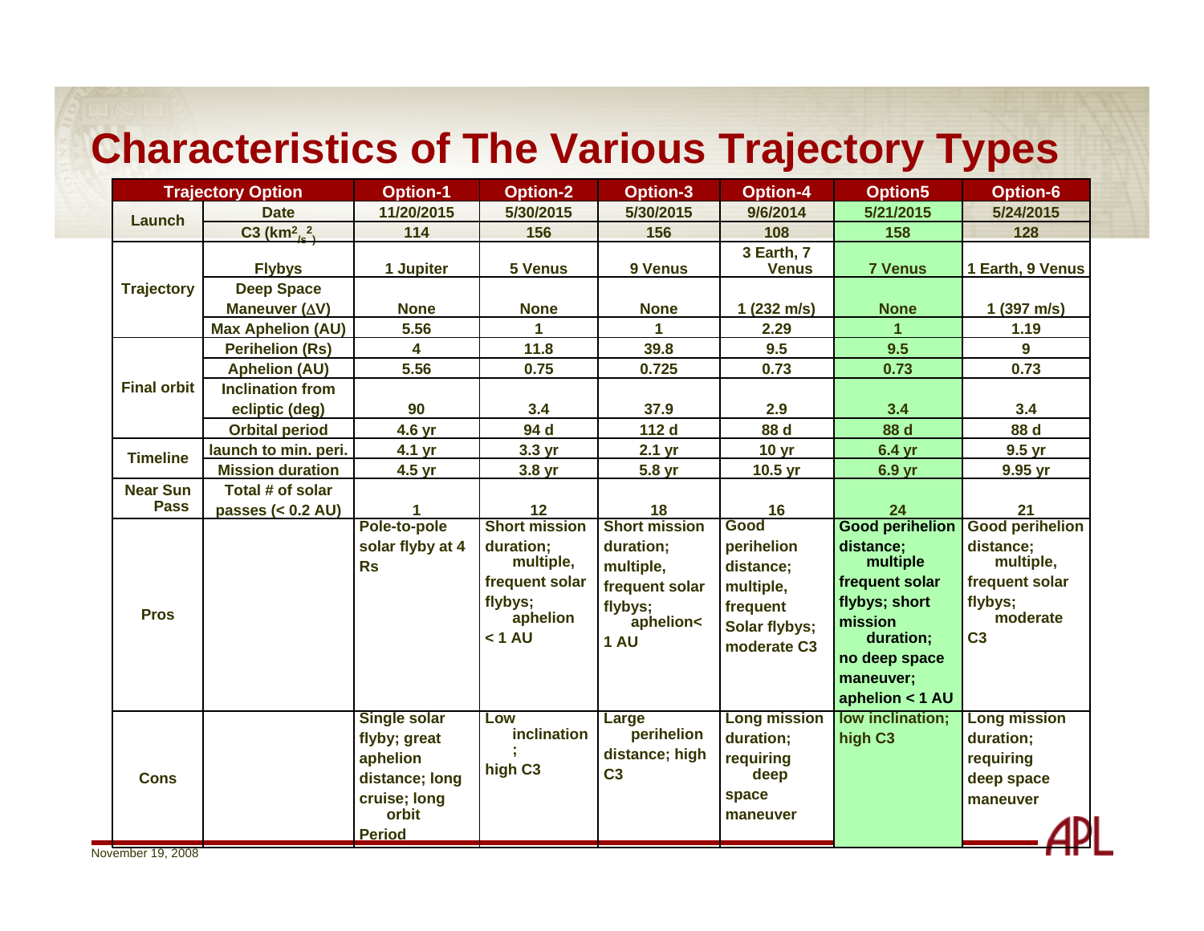# Characteristics of The Various Trajectory Types

| Trajectory Option | | Option-1 | Option-2 | Option-3 | Option-4 | Option5 | Option-6 |
|---|---|---|---|---|---|---|---|
| Launch | Date | 11/20/2015 | 5/30/2015 | 5/30/2015 | 9/6/2014 | 5/21/2015 | 5/24/2015 |
| | C3 ($km^2/s^2$) | 114 | 156 | 156 | 108 | 158 | 128 |
| Trajectory | Flybys | 1 Jupiter | 5 Venus | 9 Venus | 3 Earth, 7 Venus | 7 Venus | 1 Earth, 9 Venus |
| | Deep Space Maneuver ($\Delta V$) | None | None | None | 1 (232 m/s) | None | 1 (397 m/s) |
| | Max Aphelion (AU) | 5.56 | 1 | 1 | 2.29 | 1 | 1.19 |
| Final orbit | Perihelion (Rs) | 4 | 11.8 | 39.8 | 9.5 | 9.5 | 9 |
| | Aphelion (AU) | 5.56 | 0.75 | 0.725 | 0.73 | 0.73 | 0.73 |
| | Inclination from ecliptic (deg) | 90 | 3.4 | 37.9 | 2.9 | 3.4 | 3.4 |
| | Orbital period | 4.6 yr | 94 d | 112 d | 88 d | 88 d | 88 d |
| Timeline | launch to min. peri. | 4.1 yr | 3.3 yr | 2.1 yr | 10 yr | 6.4 yr | 9.5 yr |
| | Mission duration | 4.5 yr | 3.8 yr | 5.8 yr | 10.5 yr | 6.9 yr | 9.95 yr |
| Near Sun Pass | Total # of solar passes (< 0.2 AU) | 1 | 12 | 18 | 16 | 24 | 21 |
| Pros | | Pole-to-pole solar flyby at 4 Rs | Short mission duration; multiple, frequent solar flybys; aphelion < 1 AU | Short mission duration; multiple, frequent solar flybys; aphelion< 1 AU | Good perihelion distance; multiple, frequent Solar flybys; moderate C3 | Good perihelion distance; multiple frequent solar flybys; short mission duration; no deep space maneuver; aphelion < 1 AU | Good perihelion distance; multiple, frequent solar flybys; moderate C3 |
| Cons | | Single solar flyby; great aphelion distance; long cruise; long orbit Period | Low inclination; high C3 | Large perihelion distance; high C3 | Long mission duration; requiring deep space maneuver | low inclination; high C3 | Long mission duration; requiring deep space maneuver |

November 19, 2008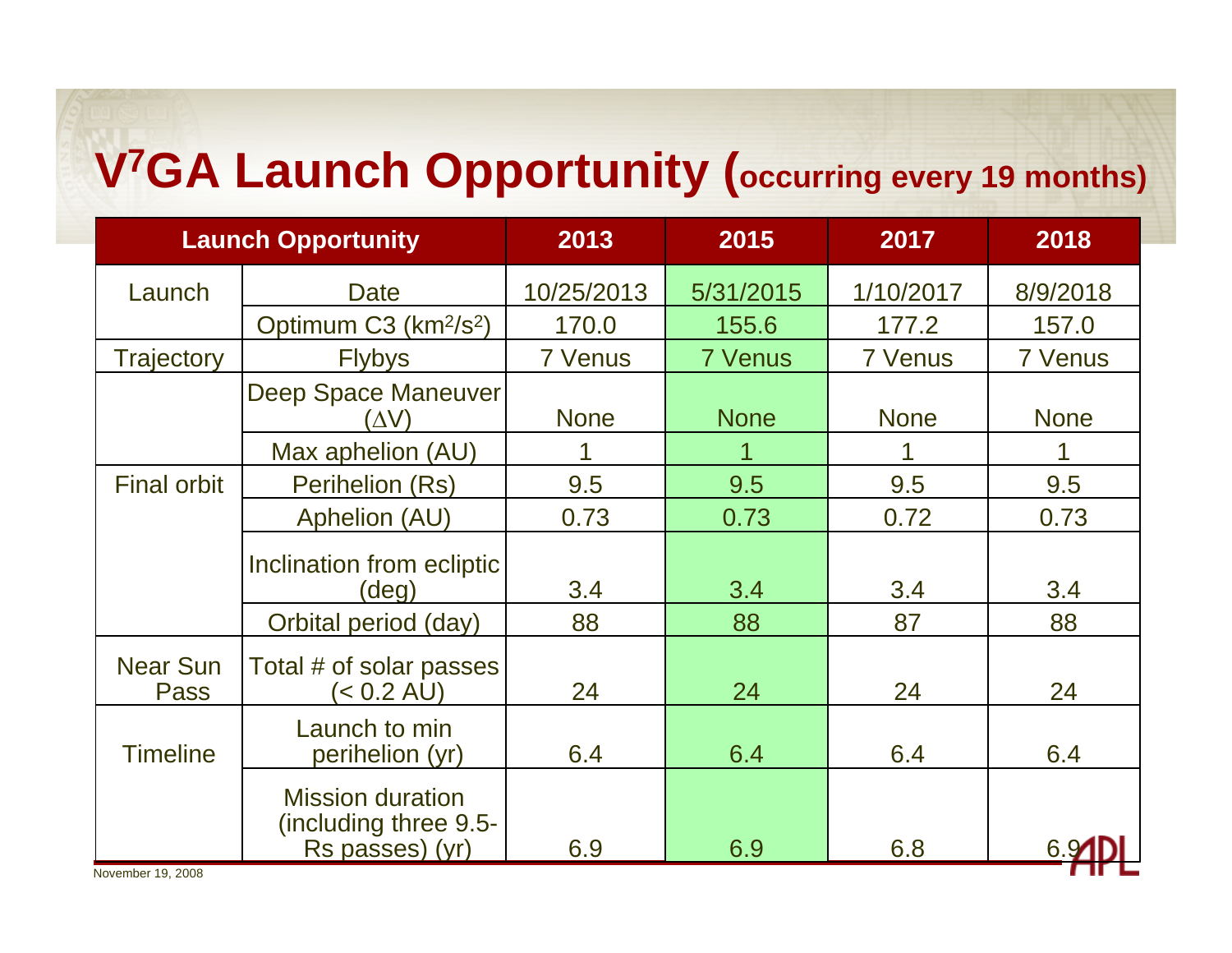# $V^7GA$ Launch Opportunity (occurring every 19 months)

| Launch Opportunity | | 2013 | 2015 | 2017 | 2018 |
|---|---|---|---|---|---|
| Launch | Date | 10/25/2013 | 5/31/2015 | 1/10/2017 | 8/9/2018 |
| | Optimum C3 ($km^2/s^2$) | 170.0 | 155.6 | 177.2 | 157.0 |
| Trajectory | Flybys | 7 Venus | 7 Venus | 7 Venus | 7 Venus |
| | Deep Space Maneuver ($\Delta V$) | None | None | None | None |
| | Max aphelion (AU) | 1 | 1 | 1 | 1 |
| Final orbit | Perihelion (Rs) | 9.5 | 9.5 | 9.5 | 9.5 |
| | Aphelion (AU) | 0.73 | 0.73 | 0.72 | 0.73 |
| | Inclination from ecliptic (deg) | 3.4 | 3.4 | 3.4 | 3.4 |
| | Orbital period (day) | 88 | 88 | 87 | 88 |
| Near Sun Pass | Total # of solar passes (< 0.2 AU) | 24 | 24 | 24 | 24 |
| Timeline | Launch to min perihelion (yr) | 6.4 | 6.4 | 6.4 | 6.4 |
| | Mission duration (including three 9.5-Rs passes) (yr) | 6.9 | 6.9 | 6.8 | 6.9 |

November 19, 2008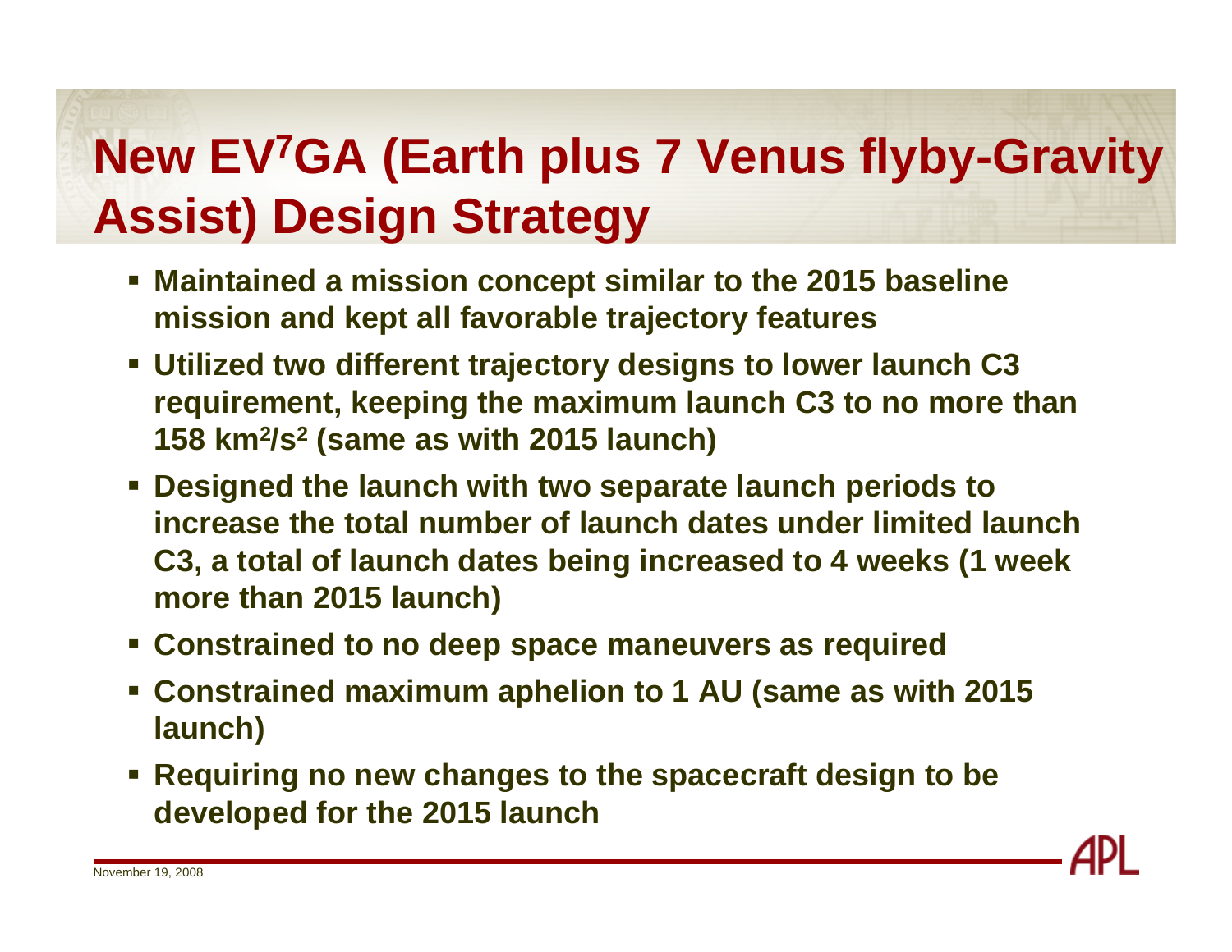# New EV$^7$GA (Earth plus 7 Venus flyby-Gravity Assist) Design Strategy

- **Maintained a mission concept similar to the 2015 baseline mission and kept all favorable trajectory features**
- **Utilized two different trajectory designs to lower launch C3 requirement, keeping the maximum launch C3 to no more than 158 km$^2$/s$^2$ (same as with 2015 launch)**
- **Designed the launch with two separate launch periods to increase the total number of launch dates under limited launch C3, a total of launch dates being increased to 4 weeks (1 week more than 2015 launch)**
- **Constrained to no deep space maneuvers as required**
- **Constrained maximum aphelion to 1 AU (same as with 2015 launch)**
- **Requiring no new changes to the spacecraft design to be developed for the 2015 launch**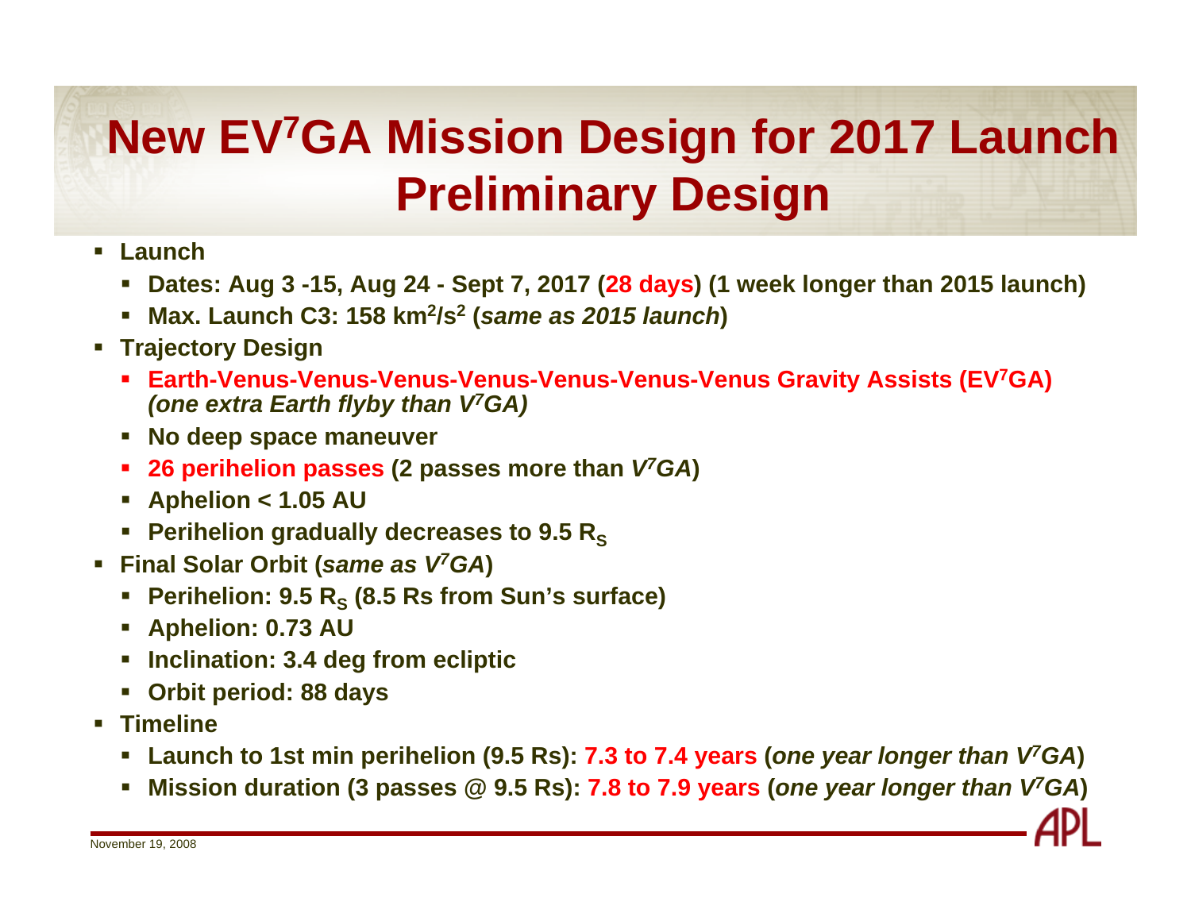# New EV$^7$GA Mission Design for 2017 Launch Preliminary Design

- **Launch**
  - **Dates: Aug 3 -15, Aug 24 - Sept 7, 2017 (28 days) (1 week longer than 2015 launch)**
  - **Max. Launch C3: 158 $km^2/s^2$ (*same as 2015 launch*)**
- **Trajectory Design**
  - **Earth-Venus-Venus-Venus-Venus-Venus-Venus-Venus Gravity Assists (EV$^7$GA) *(one extra Earth flyby than V$^7$GA)***
  - **No deep space maneuver**
  - **26 perihelion passes (2 passes more than *V$^7$GA*)**
  - **Aphelion < 1.05 AU**
  - **Perihelion gradually decreases to 9.5 $R_S$**
- **Final Solar Orbit (*same as V$^7$GA*)**
  - **Perihelion: 9.5 $R_S$ (8.5 Rs from Sun's surface)**
  - **Aphelion: 0.73 AU**
  - **Inclination: 3.4 deg from ecliptic**
  - **Orbit period: 88 days**
- **Timeline**
  - **Launch to 1st min perihelion (9.5 Rs): 7.3 to 7.4 years (*one year longer than V$^7$GA*)**
  - **Mission duration (3 passes @ 9.5 Rs): 7.8 to 7.9 years (*one year longer than V$^7$GA*)**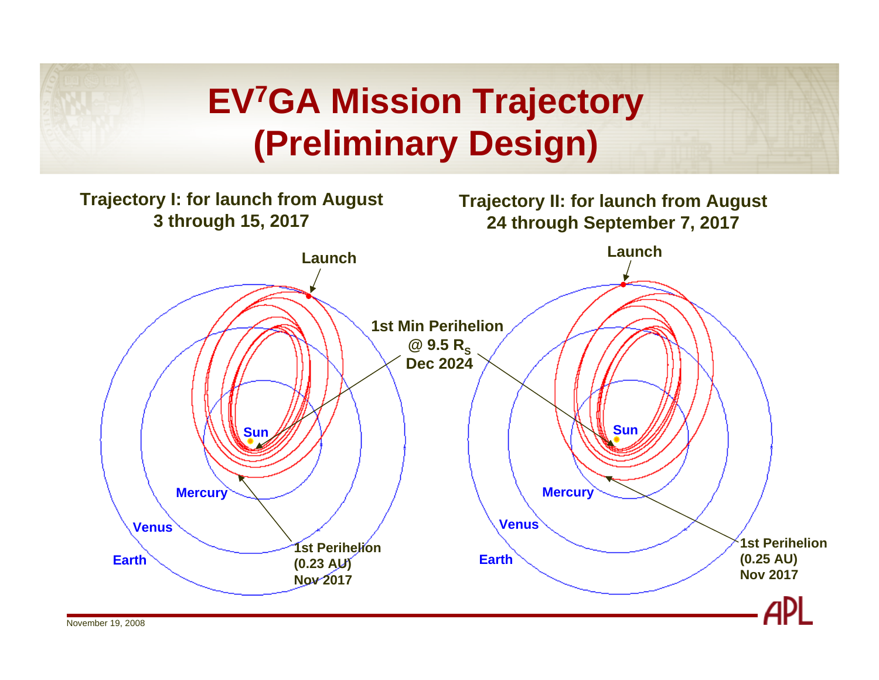# EV$^7$GA Mission Trajectory (Preliminary Design)

**Trajectory I: for launch from August 3 through 15, 2017**

**Trajectory II: for launch from August 24 through September 7, 2017**

Launch

1st Min Perihelion @ 9.5 $R_S$ Dec 2024

Sun

Mercury

Venus

Earth

1st Perihelion (0.23 AU) Nov 2017

Launch

Sun

Mercury

Venus

Earth

1st Perihelion (0.25 AU) Nov 2017

November 19, 2008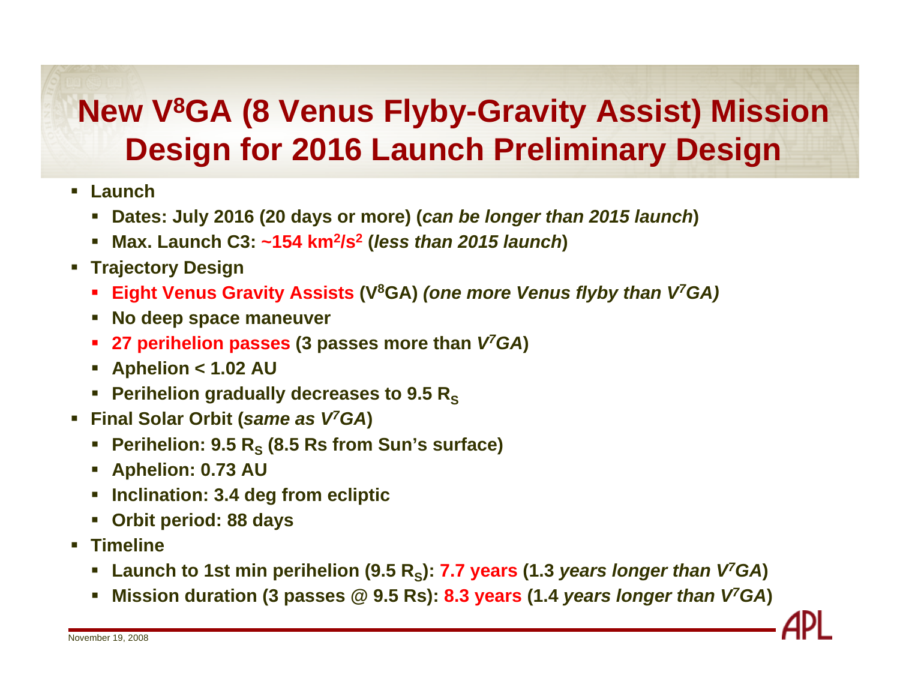# New $V^8GA$ (8 Venus Flyby-Gravity Assist) Mission Design for 2016 Launch Preliminary Design

- **Launch**
  - **Dates: July 2016 (20 days or more) (*can be longer than 2015 launch*)**
  - **Max. Launch C3: ~154 $km^2/s^2$ (*less than 2015 launch*)**
- **Trajectory Design**
  - **Eight Venus Gravity Assists ($V^8GA$) *(one more Venus flyby than $V^7GA$)***
  - **No deep space maneuver**
  - **27 perihelion passes (3 passes more than *$V^7GA$*)**
  - **Aphelion < 1.02 AU**
  - **Perihelion gradually decreases to 9.5 $R_S$**
- **Final Solar Orbit (*same as $V^7GA$*)**
  - **Perihelion: 9.5 $R_S$ (8.5 Rs from Sun's surface)**
  - **Aphelion: 0.73 AU**
  - **Inclination: 3.4 deg from ecliptic**
  - **Orbit period: 88 days**
- **Timeline**
  - **Launch to 1st min perihelion (9.5 $R_S$): 7.7 years (1.3 *years longer than $V^7GA$*)**
  - **Mission duration (3 passes @ 9.5 Rs): 8.3 years (1.4 *years longer than $V^7GA$*)**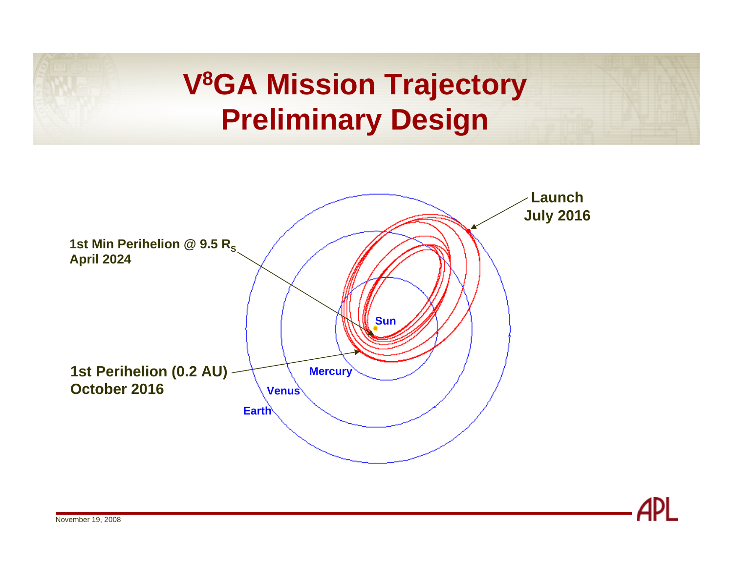# $V^8GA$ Mission Trajectory Preliminary Design

Launch
July 2016

1st Min Perihelion @ 9.5 $R_S$
April 2024

Sun

Mercury

Venus

Earth

1st Perihelion (0.2 AU)
October 2016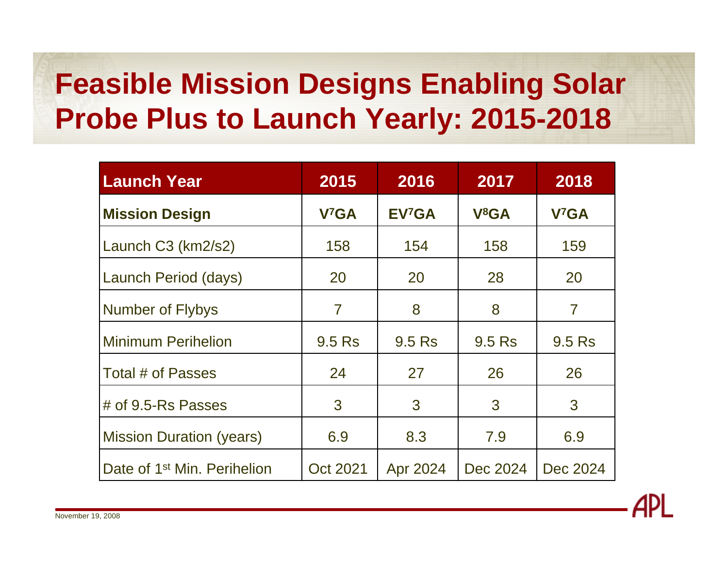# Feasible Mission Designs Enabling Solar Probe Plus to Launch Yearly: 2015-2018

| Launch Year | 2015 | 2016 | 2017 | 2018 |
|---|---|---|---|---|
| **Mission Design** | **$V^7GA$** | **$EV^7GA$** | **$V^8GA$** | **$V^7GA$** |
| Launch C3 (km2/s2) | 158 | 154 | 158 | 159 |
| Launch Period (days) | 20 | 20 | 28 | 20 |
| Number of Flybys | 7 | 8 | 8 | 7 |
| Minimum Perihelion | 9.5 Rs | 9.5 Rs | 9.5 Rs | 9.5 Rs |
| Total # of Passes | 24 | 27 | 26 | 26 |
| # of 9.5-Rs Passes | 3 | 3 | 3 | 3 |
| Mission Duration (years) | 6.9 | 8.3 | 7.9 | 6.9 |
| Date of 1st Min. Perihelion | Oct 2021 | Apr 2024 | Dec 2024 | Dec 2024 |

November 19, 2008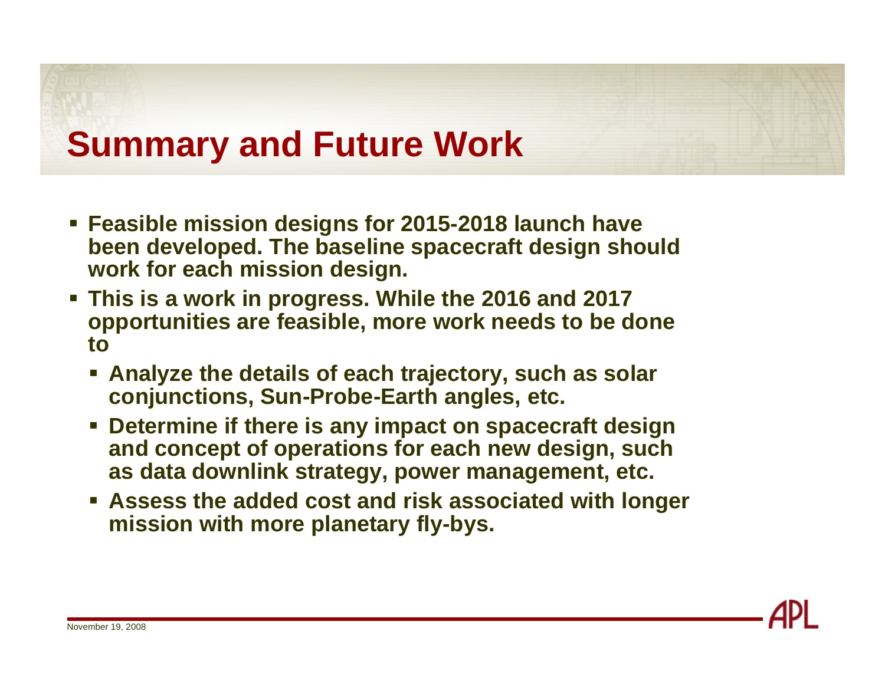# Summary and Future Work

- Feasible mission designs for 2015-2018 launch have been developed. The baseline spacecraft design should work for each mission design.
- This is a work in progress. While the 2016 and 2017 opportunities are feasible, more work needs to be done to
  - Analyze the details of each trajectory, such as solar conjunctions, Sun-Probe-Earth angles, etc.
  - Determine if there is any impact on spacecraft design and concept of operations for each new design, such as data downlink strategy, power management, etc.
  - Assess the added cost and risk associated with longer mission with more planetary fly-bys.